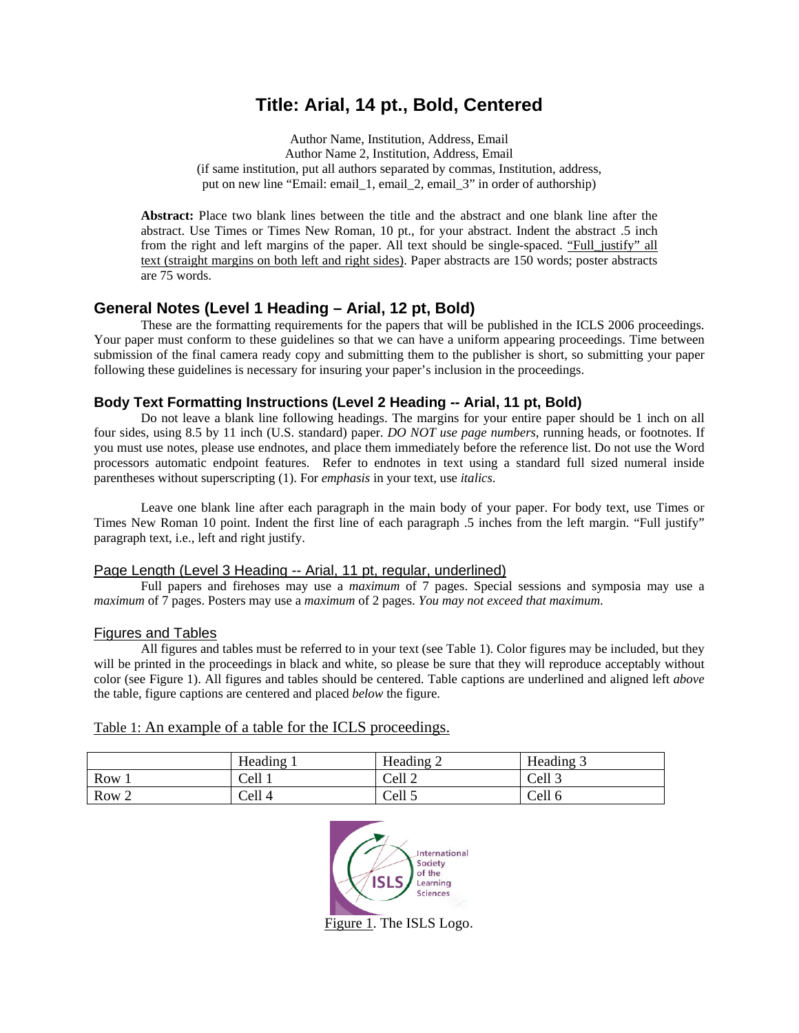# Title: Arial, 14 pt., Bold, Centered

Author Name, Institution, Address, Email
Author Name 2, Institution, Address, Email
(if same institution, put all authors separated by commas, Institution, address, put on new line "Email: email_1, email_2, email_3" in order of authorship)

**Abstract:** Place two blank lines between the title and the abstract and one blank line after the abstract. Use Times or Times New Roman, 10 pt., for your abstract. Indent the abstract .5 inch from the right and left margins of the paper. All text should be single-spaced. <u>"Full_justify" all text (straight margins on both left and right sides)</u>. Paper abstracts are 150 words; poster abstracts are 75 words.

## General Notes (Level 1 Heading – Arial, 12 pt, Bold)

These are the formatting requirements for the papers that will be published in the ICLS 2006 proceedings. Your paper must conform to these guidelines so that we can have a uniform appearing proceedings. Time between submission of the final camera ready copy and submitting them to the publisher is short, so submitting your paper following these guidelines is necessary for insuring your paper's inclusion in the proceedings.

### Body Text Formatting Instructions (Level 2 Heading -- Arial, 11 pt, Bold)

Do not leave a blank line following headings. The margins for your entire paper should be 1 inch on all four sides, using 8.5 by 11 inch (U.S. standard) paper. *DO NOT use page numbers*, running heads, or footnotes. If you must use notes, please use endnotes, and place them immediately before the reference list. Do not use the Word processors automatic endpoint features. Refer to endnotes in text using a standard full sized numeral inside parentheses without superscripting (1). For *emphasis* in your text, use *italics*.

Leave one blank line after each paragraph in the main body of your paper. For body text, use Times or Times New Roman 10 point. Indent the first line of each paragraph .5 inches from the left margin. "Full justify" paragraph text, i.e., left and right justify.

#### <u>Page Length (Level 3 Heading -- Arial, 11 pt, regular, underlined)</u>

Full papers and firehoses may use a *maximum* of 7 pages. Special sessions and symposia may use a *maximum* of 7 pages. Posters may use a *maximum* of 2 pages. *You may not exceed that maximum.*

#### <u>Figures and Tables</u>

All figures and tables must be referred to in your text (see Table 1). Color figures may be included, but they will be printed in the proceedings in black and white, so please be sure that they will reproduce acceptably without color (see Figure 1). All figures and tables should be centered. Table captions are underlined and aligned left *above* the table, figure captions are centered and placed *below* the figure.

<u>Table 1: An example of a table for the ICLS proceedings.</u>

| | Heading 1 | Heading 2 | Heading 3 |
|---|---|---|---|
| Row 1 | Cell 1 | Cell 2 | Cell 3 |
| Row 2 | Cell 4 | Cell 5 | Cell 6 |

<u>Figure 1</u>. The ISLS Logo.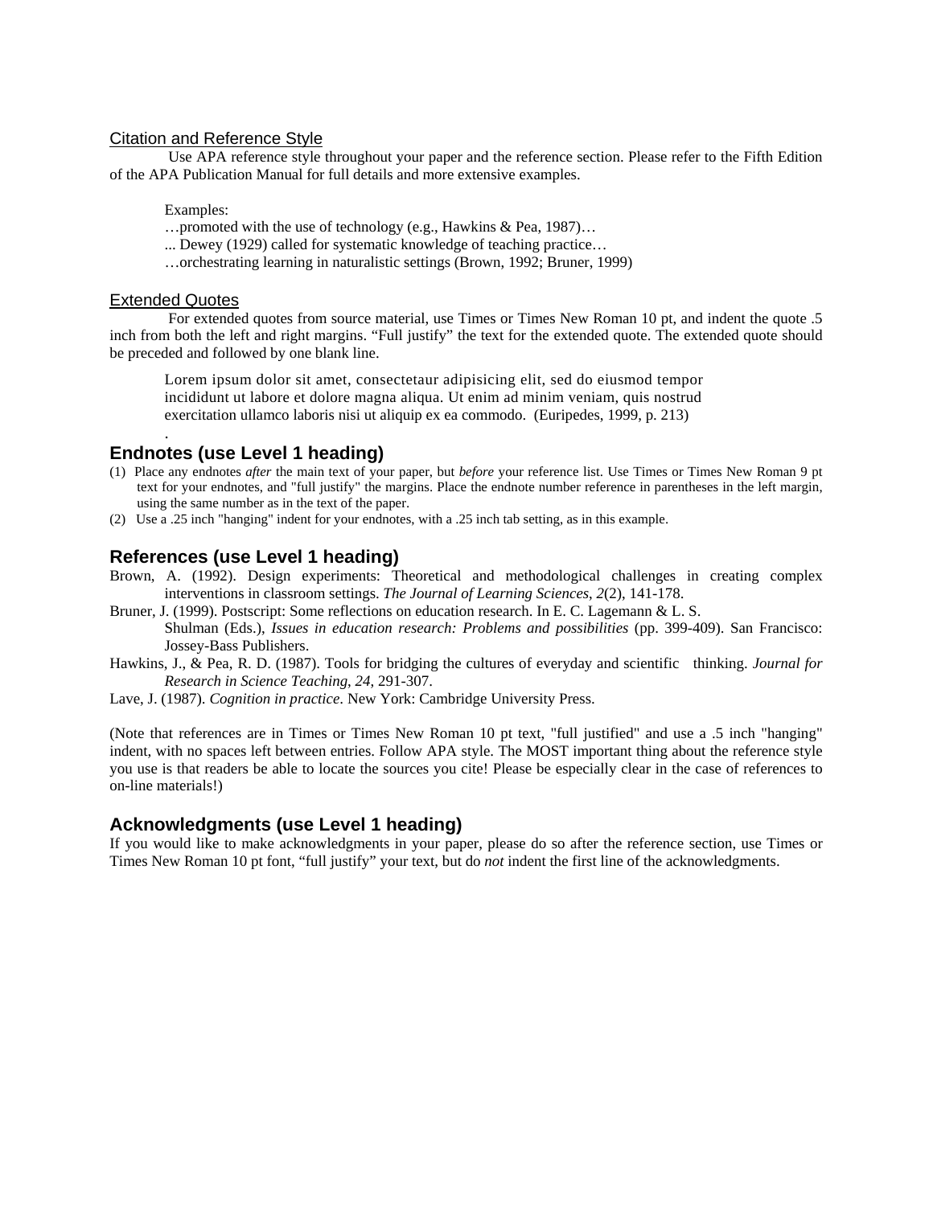### Citation and Reference Style

Use APA reference style throughout your paper and the reference section. Please refer to the Fifth Edition of the APA Publication Manual for full details and more extensive examples.

> Examples:
> …promoted with the use of technology (e.g., Hawkins & Pea, 1987)…
> ... Dewey (1929) called for systematic knowledge of teaching practice…
> …orchestrating learning in naturalistic settings (Brown, 1992; Bruner, 1999)

### Extended Quotes

For extended quotes from source material, use Times or Times New Roman 10 pt, and indent the quote .5 inch from both the left and right margins. "Full justify" the text for the extended quote. The extended quote should be preceded and followed by one blank line.

> Lorem ipsum dolor sit amet, consectetaur adipisicing elit, sed do eiusmod tempor incididunt ut labore et dolore magna aliqua. Ut enim ad minim veniam, quis nostrud exercitation ullamco laboris nisi ut aliquip ex ea commodo. (Euripedes, 1999, p. 213)

.

## Endnotes (use Level 1 heading)

(1) Place any endnotes *after* the main text of your paper, but *before* your reference list. Use Times or Times New Roman 9 pt text for your endnotes, and "full justify" the margins. Place the endnote number reference in parentheses in the left margin, using the same number as in the text of the paper.

(2) Use a .25 inch "hanging" indent for your endnotes, with a .25 inch tab setting, as in this example.

## References (use Level 1 heading)

Brown, A. (1992). Design experiments: Theoretical and methodological challenges in creating complex interventions in classroom settings. *The Journal of Learning Sciences, 2*(2), 141-178.

Bruner, J. (1999). Postscript: Some reflections on education research. In E. C. Lagemann & L. S. Shulman (Eds.), *Issues in education research: Problems and possibilities* (pp. 399-409). San Francisco: Jossey-Bass Publishers.

Hawkins, J., & Pea, R. D. (1987). Tools for bridging the cultures of everyday and scientific thinking. *Journal for Research in Science Teaching, 24*, 291-307.

Lave, J. (1987). *Cognition in practice*. New York: Cambridge University Press.

(Note that references are in Times or Times New Roman 10 pt text, "full justified" and use a .5 inch "hanging" indent, with no spaces left between entries. Follow APA style. The MOST important thing about the reference style you use is that readers be able to locate the sources you cite! Please be especially clear in the case of references to on-line materials!)

## Acknowledgments (use Level 1 heading)

If you would like to make acknowledgments in your paper, please do so after the reference section, use Times or Times New Roman 10 pt font, "full justify" your text, but do *not* indent the first line of the acknowledgments.